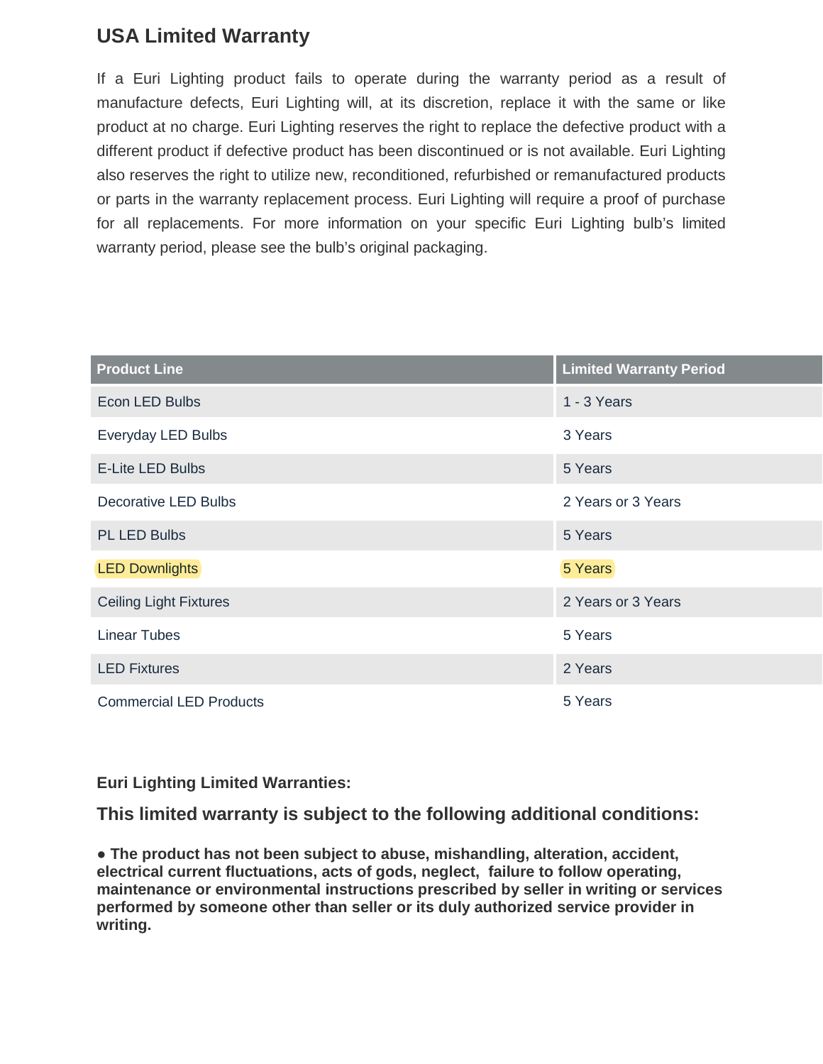## USA Limited Warranty

If a Euri Lighting product fails to operate during the warranty period as a result of manufacture defects, Euri Lighting will, at its discretion, replace it with the same or like product at no charge. Euri Lighting reserves the right to replace the defective product with a different product if defective product has been discontinued or is not available. Euri Lighting also reserves the right to utilize new, reconditioned, refurbished or remanufactured products or parts in the warranty replacement process. Euri Lighting will require a proof of purchase for all replacements. For more information on your specific Euri Lighting bulb's limited warranty period, please see the bulb's original packaging.

| Product Line | Limited Warranty Period |
| --- | --- |
| Econ LED Bulbs | 1 - 3 Years |
| Everyday LED Bulbs | 3 Years |
| E-Lite LED Bulbs | 5 Years |
| Decorative LED Bulbs | 2 Years or 3 Years |
| PL LED Bulbs | 5 Years |
| LED Downlights | 5 Years |
| Ceiling Light Fixtures | 2 Years or 3 Years |
| Linear Tubes | 5 Years |
| LED Fixtures | 2 Years |
| Commercial LED Products | 5 Years |

**Euri Lighting Limited Warranties:**

### This limited warranty is subject to the following additional conditions:

- **The product has not been subject to abuse, mishandling, alteration, accident, electrical current fluctuations, acts of gods, neglect, failure to follow operating, maintenance or environmental instructions prescribed by seller in writing or services performed by someone other than seller or its duly authorized service provider in writing.**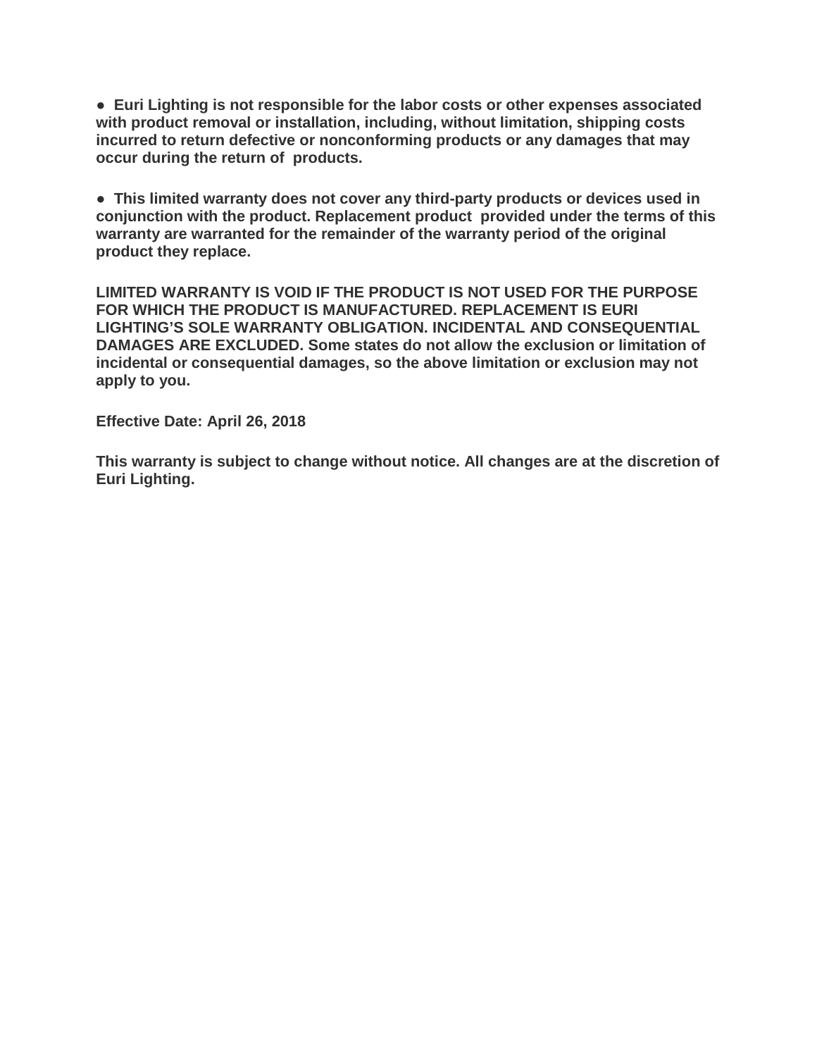- **Euri Lighting is not responsible for the labor costs or other expenses associated with product removal or installation, including, without limitation, shipping costs incurred to return defective or nonconforming products or any damages that may occur during the return of products.**

- **This limited warranty does not cover any third-party products or devices used in conjunction with the product. Replacement product provided under the terms of this warranty are warranted for the remainder of the warranty period of the original product they replace.**

**LIMITED WARRANTY IS VOID IF THE PRODUCT IS NOT USED FOR THE PURPOSE FOR WHICH THE PRODUCT IS MANUFACTURED. REPLACEMENT IS EURI LIGHTING'S SOLE WARRANTY OBLIGATION. INCIDENTAL AND CONSEQUENTIAL DAMAGES ARE EXCLUDED. Some states do not allow the exclusion or limitation of incidental or consequential damages, so the above limitation or exclusion may not apply to you.**

**Effective Date: April 26, 2018**

**This warranty is subject to change without notice. All changes are at the discretion of Euri Lighting.**